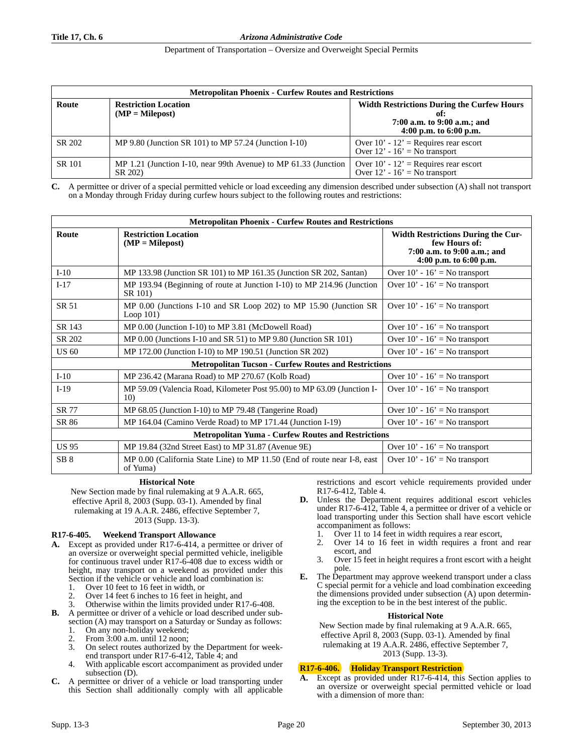| Metropolitan Phoenix - Curfew Routes and Restrictions | | |
|---|---|---|
| **Route** | **Restriction Location (MP = Milepost)** | **Width Restrictions During the Curfew Hours of: 7:00 a.m. to 9:00 a.m.; and 4:00 p.m. to 6:00 p.m.** |
| SR 202 | MP 9.80 (Junction SR 101) to MP 57.24 (Junction I-10) | Over 10' - 12' = Requires rear escort<br>Over 12' - 16' = No transport |
| SR 101 | MP 1.21 (Junction I-10, near 99th Avenue) to MP 61.33 (Junction SR 202) | Over 10' - 12' = Requires rear escort<br>Over 12' - 16' = No transport |

**C.** A permittee or driver of a special permitted vehicle or load exceeding any dimension described under subsection (A) shall not transport on a Monday through Friday during curfew hours subject to the following routes and restrictions:

| Metropolitan Phoenix - Curfew Routes and Restrictions | | |
|---|---|---|
| **Route** | **Restriction Location (MP = Milepost)** | **Width Restrictions During the Curfew Hours of: 7:00 a.m. to 9:00 a.m.; and 4:00 p.m. to 6:00 p.m.** |
| I-10 | MP 133.98 (Junction SR 101) to MP 161.35 (Junction SR 202, Santan) | Over 10' - 16' = No transport |
| I-17 | MP 193.94 (Beginning of route at Junction I-10) to MP 214.96 (Junction SR 101) | Over 10' - 16' = No transport |
| SR 51 | MP 0.00 (Junctions I-10 and SR Loop 202) to MP 15.90 (Junction SR Loop 101) | Over 10' - 16' = No transport |
| SR 143 | MP 0.00 (Junction I-10) to MP 3.81 (McDowell Road) | Over 10' - 16' = No transport |
| SR 202 | MP 0.00 (Junctions I-10 and SR 51) to MP 9.80 (Junction SR 101) | Over 10' - 16' = No transport |
| US 60 | MP 172.00 (Junction I-10) to MP 190.51 (Junction SR 202) | Over 10' - 16' = No transport |
| **Metropolitan Tucson - Curfew Routes and Restrictions** | | |
| I-10 | MP 236.42 (Marana Road) to MP 270.67 (Kolb Road) | Over 10' - 16' = No transport |
| I-19 | MP 59.09 (Valencia Road, Kilometer Post 95.00) to MP 63.09 (Junction I-10) | Over 10' - 16' = No transport |
| SR 77 | MP 68.05 (Junction I-10) to MP 79.48 (Tangerine Road) | Over 10' - 16' = No transport |
| SR 86 | MP 164.04 (Camino Verde Road) to MP 171.44 (Junction I-19) | Over 10' - 16' = No transport |
| **Metropolitan Yuma - Curfew Routes and Restrictions** | | |
| US 95 | MP 19.84 (32nd Street East) to MP 31.87 (Avenue 9E) | Over 10' - 16' = No transport |
| SB 8 | MP 0.00 (California State Line) to MP 11.50 (End of route near I-8, east of Yuma) | Over 10' - 16' = No transport |

**Historical Note**

New Section made by final rulemaking at 9 A.A.R. 665, effective April 8, 2003 (Supp. 03-1). Amended by final rulemaking at 19 A.A.R. 2486, effective September 7, 2013 (Supp. 13-3).

### R17-6-405. Weekend Transport Allowance

**A.** Except as provided under R17-6-414, a permittee or driver of an oversize or overweight special permitted vehicle, ineligible for continuous travel under R17-6-408 due to excess width or height, may transport on a weekend as provided under this Section if the vehicle or vehicle and load combination is:
1. Over 10 feet to 16 feet in width, or
2. Over 14 feet 6 inches to 16 feet in height, and
3. Otherwise within the limits provided under R17-6-408.

**B.** A permittee or driver of a vehicle or load described under subsection (A) may transport on a Saturday or Sunday as follows:
1. On any non-holiday weekend;
2. From 3:00 a.m. until 12 noon;
3. On select routes authorized by the Department for weekend transport under R17-6-412, Table 4; and
4. With applicable escort accompaniment as provided under subsection (D).

**C.** A permittee or driver of a vehicle or load transporting under this Section shall additionally comply with all applicable restrictions and escort vehicle requirements provided under R17-6-412, Table 4.

**D.** Unless the Department requires additional escort vehicles under R17-6-412, Table 4, a permittee or driver of a vehicle or load transporting under this Section shall have escort vehicle accompaniment as follows:
1. Over 11 to 14 feet in width requires a rear escort,
2. Over 14 to 16 feet in width requires a front and rear escort, and
3. Over 15 feet in height requires a front escort with a height pole.

**E.** The Department may approve weekend transport under a class C special permit for a vehicle and load combination exceeding the dimensions provided under subsection (A) upon determining the exception to be in the best interest of the public.

**Historical Note**

New Section made by final rulemaking at 9 A.A.R. 665, effective April 8, 2003 (Supp. 03-1). Amended by final rulemaking at 19 A.A.R. 2486, effective September 7, 2013 (Supp. 13-3).

### R17-6-406. Holiday Transport Restriction

**A.** Except as provided under R17-6-414, this Section applies to an oversize or overweight special permitted vehicle or load with a dimension of more than: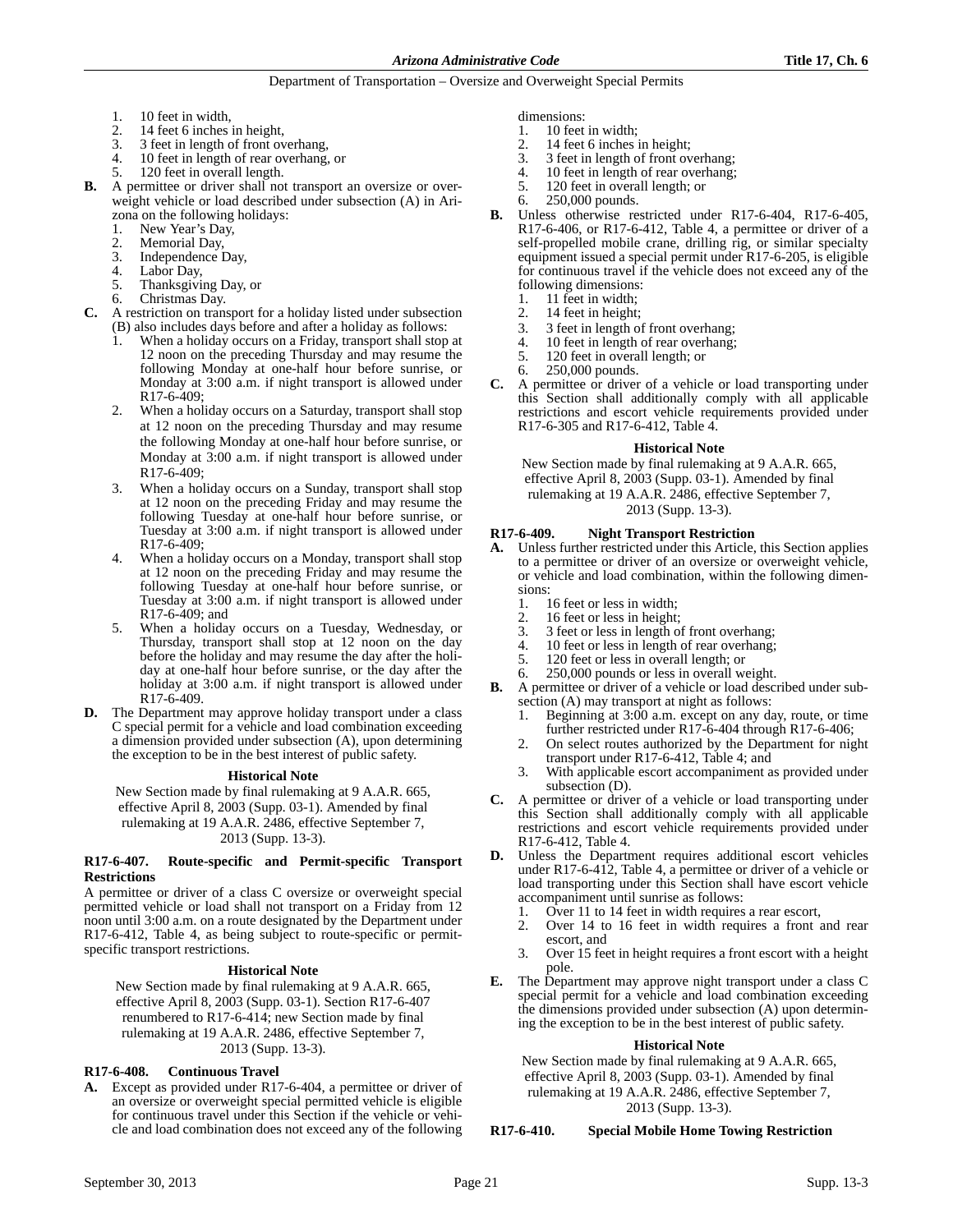1. 10 feet in width,
2. 14 feet 6 inches in height,
3. 3 feet in length of front overhang,
4. 10 feet in length of rear overhang, or
5. 120 feet in overall length.

**B.** A permittee or driver shall not transport an oversize or overweight vehicle or load described under subsection (A) in Arizona on the following holidays:
1. New Year's Day,
2. Memorial Day,
3. Independence Day,
4. Labor Day,
5. Thanksgiving Day, or
6. Christmas Day.

**C.** A restriction on transport for a holiday listed under subsection (B) also includes days before and after a holiday as follows:
1. When a holiday occurs on a Friday, transport shall stop at 12 noon on the preceding Thursday and may resume the following Monday at one-half hour before sunrise, or Monday at 3:00 a.m. if night transport is allowed under R17-6-409;
2. When a holiday occurs on a Saturday, transport shall stop at 12 noon on the preceding Thursday and may resume the following Monday at one-half hour before sunrise, or Monday at 3:00 a.m. if night transport is allowed under R17-6-409;
3. When a holiday occurs on a Sunday, transport shall stop at 12 noon on the preceding Friday and may resume the following Tuesday at one-half hour before sunrise, or Tuesday at 3:00 a.m. if night transport is allowed under R17-6-409;
4. When a holiday occurs on a Monday, transport shall stop at 12 noon on the preceding Friday and may resume the following Tuesday at one-half hour before sunrise, or Tuesday at 3:00 a.m. if night transport is allowed under R17-6-409; and
5. When a holiday occurs on a Tuesday, Wednesday, or Thursday, transport shall stop at 12 noon on the day before the holiday and may resume the day after the holiday at one-half hour before sunrise, or the day after the holiday at 3:00 a.m. if night transport is allowed under R17-6-409.

**D.** The Department may approve holiday transport under a class C special permit for a vehicle and load combination exceeding a dimension provided under subsection (A), upon determining the exception to be in the best interest of public safety.

**Historical Note**

New Section made by final rulemaking at 9 A.A.R. 665, effective April 8, 2003 (Supp. 03-1). Amended by final rulemaking at 19 A.A.R. 2486, effective September 7, 2013 (Supp. 13-3).

### R17-6-407. Route-specific and Permit-specific Transport Restrictions

A permittee or driver of a class C oversize or overweight special permitted vehicle or load shall not transport on a Friday from 12 noon until 3:00 a.m. on a route designated by the Department under R17-6-412, Table 4, as being subject to route-specific or permit-specific transport restrictions.

**Historical Note**

New Section made by final rulemaking at 9 A.A.R. 665, effective April 8, 2003 (Supp. 03-1). Section R17-6-407 renumbered to R17-6-414; new Section made by final rulemaking at 19 A.A.R. 2486, effective September 7, 2013 (Supp. 13-3).

### R17-6-408. Continuous Travel

**A.** Except as provided under R17-6-404, a permittee or driver of an oversize or overweight special permitted vehicle is eligible for continuous travel under this Section if the vehicle or vehicle and load combination does not exceed any of the following dimensions:
1. 10 feet in width;
2. 14 feet 6 inches in height;
3. 3 feet in length of front overhang;
4. 10 feet in length of rear overhang;
5. 120 feet in overall length; or
6. 250,000 pounds.

**B.** Unless otherwise restricted under R17-6-404, R17-6-405, R17-6-406, or R17-6-412, Table 4, a permittee or driver of a self-propelled mobile crane, drilling rig, or similar specialty equipment issued a special permit under R17-6-205, is eligible for continuous travel if the vehicle does not exceed any of the following dimensions:
1. 11 feet in width;
2. 14 feet in height;
3. 3 feet in length of front overhang;
4. 10 feet in length of rear overhang;
5. 120 feet in overall length; or
6. 250,000 pounds.

**C.** A permittee or driver of a vehicle or load transporting under this Section shall additionally comply with all applicable restrictions and escort vehicle requirements provided under R17-6-305 and R17-6-412, Table 4.

**Historical Note**

New Section made by final rulemaking at 9 A.A.R. 665, effective April 8, 2003 (Supp. 03-1). Amended by final rulemaking at 19 A.A.R. 2486, effective September 7, 2013 (Supp. 13-3).

### R17-6-409. Night Transport Restriction

**A.** Unless further restricted under this Article, this Section applies to a permittee or driver of an oversize or overweight vehicle, or vehicle and load combination, within the following dimensions:
1. 16 feet or less in width;
2. 16 feet or less in height;
3. 3 feet or less in length of front overhang;
4. 10 feet or less in length of rear overhang;
5. 120 feet or less in overall length; or
6. 250,000 pounds or less in overall weight.

**B.** A permittee or driver of a vehicle or load described under subsection (A) may transport at night as follows:
1. Beginning at 3:00 a.m. except on any day, route, or time further restricted under R17-6-404 through R17-6-406;
2. On select routes authorized by the Department for night transport under R17-6-412, Table 4; and
3. With applicable escort accompaniment as provided under subsection (D).

**C.** A permittee or driver of a vehicle or load transporting under this Section shall additionally comply with all applicable restrictions and escort vehicle requirements provided under R17-6-412, Table 4.

**D.** Unless the Department requires additional escort vehicles under R17-6-412, Table 4, a permittee or driver of a vehicle or load transporting under this Section shall have escort vehicle accompaniment until sunrise as follows:
1. Over 11 to 14 feet in width requires a rear escort,
2. Over 14 to 16 feet in width requires a front and rear escort, and
3. Over 15 feet in height requires a front escort with a height pole.

**E.** The Department may approve night transport under a class C special permit for a vehicle and load combination exceeding the dimensions provided under subsection (A) upon determining the exception to be in the best interest of public safety.

**Historical Note**

New Section made by final rulemaking at 9 A.A.R. 665, effective April 8, 2003 (Supp. 03-1). Amended by final rulemaking at 19 A.A.R. 2486, effective September 7, 2013 (Supp. 13-3).

### R17-6-410. Special Mobile Home Towing Restriction